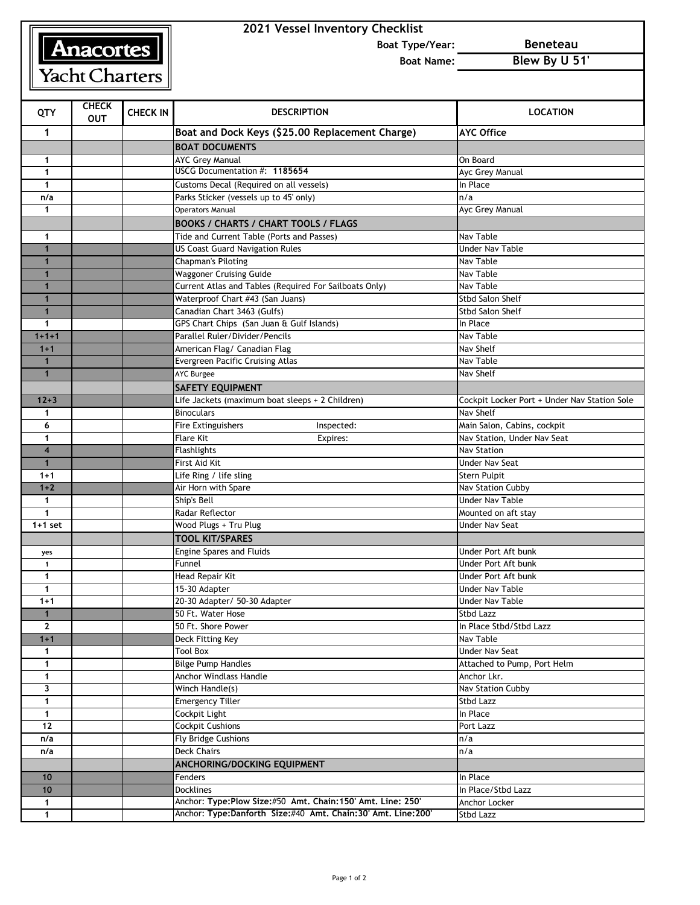Anacortes Yacht Charters

# 2021 Vessel Inventory Checklist

**Boat Type/Year:** Beneteau

**Boat Name:** Blew By U 51'

| QTY | CHECK OUT | CHECK IN | DESCRIPTION | LOCATION |
|---|---|---|---|---|
| 1 | | | **Boat and Dock Keys ($25.00 Replacement Charge)** | **AYC Office** |
| | | | **BOAT DOCUMENTS** | |
| 1 | | | AYC Grey Manual | On Board |
| 1 | | | USCG Documentation #: **1185654** | Ayc Grey Manual |
| 1 | | | Customs Decal (Required on all vessels) | In Place |
| n/a | | | Parks Sticker (vessels up to 45' only) | n/a |
| 1 | | | Operators Manual | Ayc Grey Manual |
| | | | **BOOKS / CHARTS / CHART TOOLS / FLAGS** | |
| 1 | | | Tide and Current Table (Ports and Passes) | Nav Table |
| 1 | | | US Coast Guard Navigation Rules | Under Nav Table |
| 1 | | | Chapman's Piloting | Nav Table |
| 1 | | | Waggoner Cruising Guide | Nav Table |
| 1 | | | Current Atlas and Tables (Required For Sailboats Only) | Nav Table |
| 1 | | | Waterproof Chart #43 (San Juans) | Stbd Salon Shelf |
| 1 | | | Canadian Chart 3463 (Gulfs) | Stbd Salon Shelf |
| 1 | | | GPS Chart Chips (San Juan & Gulf Islands) | In Place |
| 1+1+1 | | | Parallel Ruler/Divider/Pencils | Nav Table |
| 1+1 | | | American Flag/ Canadian Flag | Nav Shelf |
| 1 | | | Evergreen Pacific Cruising Atlas | Nav Table |
| 1 | | | AYC Burgee | Nav Shelf |
| | | | **SAFETY EQUIPMENT** | |
| 12+3 | | | Life Jackets (maximum boat sleeps + 2 Children) | Cockpit Locker Port + Under Nav Station Sole |
| 1 | | | Binoculars | Nav Shelf |
| 6 | | | Fire Extinguishers Inspected: | Main Salon, Cabins, cockpit |
| 1 | | | Flare Kit Expires: | Nav Station, Under Nav Seat |
| 4 | | | Flashlights | Nav Station |
| 1 | | | First Aid Kit | Under Nav Seat |
| 1+1 | | | Life Ring / life sling | Stern Pulpit |
| 1+2 | | | Air Horn with Spare | Nav Station Cubby |
| 1 | | | Ship's Bell | Under Nav Table |
| 1 | | | Radar Reflector | Mounted on aft stay |
| 1+1 set | | | Wood Plugs + Tru Plug | Under Nav Seat |
| | | | **TOOL KIT/SPARES** | |
| yes | | | Engine Spares and Fluids | Under Port Aft bunk |
| 1 | | | Funnel | Under Port Aft bunk |
| 1 | | | Head Repair Kit | Under Port Aft bunk |
| 1 | | | 15-30 Adapter | Under Nav Table |
| 1+1 | | | 20-30 Adapter/ 50-30 Adapter | Under Nav Table |
| 1 | | | 50 Ft. Water Hose | Stbd Lazz |
| 2 | | | 50 Ft. Shore Power | In Place Stbd/Stbd Lazz |
| 1+1 | | | Deck Fitting Key | Nav Table |
| 1 | | | Tool Box | Under Nav Seat |
| 1 | | | Bilge Pump Handles | Attached to Pump, Port Helm |
| 1 | | | Anchor Windlass Handle | Anchor Lkr. |
| 3 | | | Winch Handle(s) | Nav Station Cubby |
| 1 | | | Emergency Tiller | Stbd Lazz |
| 1 | | | Cockpit Light | In Place |
| 12 | | | Cockpit Cushions | Port Lazz |
| n/a | | | Fly Bridge Cushions | n/a |
| n/a | | | Deck Chairs | n/a |
| | | | **ANCHORING/DOCKING EQUIPMENT** | |
| 10 | | | Fenders | In Place |
| 10 | | | Docklines | In Place/Stbd Lazz |
| 1 | | | Anchor: **Type:Plow Size:#50 Amt. Chain:150' Amt. Line: 250'** | Anchor Locker |
| 1 | | | Anchor: **Type:Danforth Size:#40 Amt. Chain:30' Amt. Line:200'** | Stbd Lazz |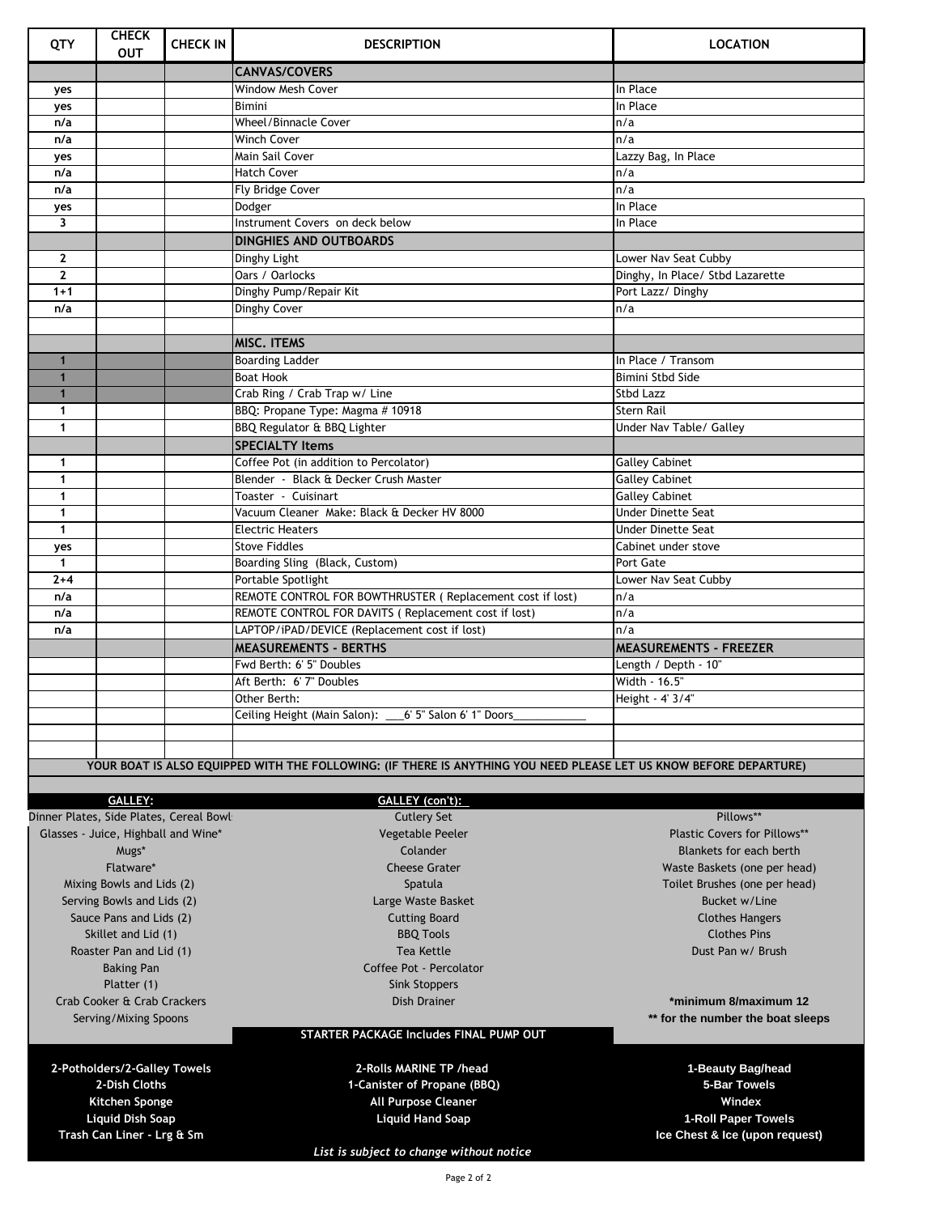| QTY | CHECK OUT | CHECK IN | DESCRIPTION | LOCATION |
|---|---|---|---|---|
| | | | **CANVAS/COVERS** | |
| yes | | | Window Mesh Cover | In Place |
| yes | | | Bimini | In Place |
| n/a | | | Wheel/Binnacle Cover | n/a |
| n/a | | | Winch Cover | n/a |
| yes | | | Main Sail Cover | Lazzy Bag, In Place |
| n/a | | | Hatch Cover | n/a |
| n/a | | | Fly Bridge Cover | n/a |
| yes | | | Dodger | In Place |
| 3 | | | Instrument Covers on deck below | In Place |
| | | | **DINGHIES AND OUTBOARDS** | |
| 2 | | | Dinghy Light | Lower Nav Seat Cubby |
| 2 | | | Oars / Oarlocks | Dinghy, In Place/ Stbd Lazarette |
| 1+1 | | | Dinghy Pump/Repair Kit | Port Lazz/ Dinghy |
| n/a | | | Dinghy Cover | n/a |
| | | | | |
| | | | **MISC. ITEMS** | |
| 1 | | | Boarding Ladder | In Place / Transom |
| 1 | | | Boat Hook | Bimini Stbd Side |
| 1 | | | Crab Ring / Crab Trap w/ Line | Stbd Lazz |
| 1 | | | BBQ: Propane Type: Magma # 10918 | Stern Rail |
| 1 | | | BBQ Regulator & BBQ Lighter | Under Nav Table/ Galley |
| | | | **SPECIALTY Items** | |
| 1 | | | Coffee Pot (in addition to Percolator) | Galley Cabinet |
| 1 | | | Blender - Black & Decker Crush Master | Galley Cabinet |
| 1 | | | Toaster - Cuisinart | Galley Cabinet |
| 1 | | | Vacuum Cleaner Make: Black & Decker HV 8000 | Under Dinette Seat |
| 1 | | | Electric Heaters | Under Dinette Seat |
| yes | | | Stove Fiddles | Cabinet under stove |
| 1 | | | Boarding Sling (Black, Custom) | Port Gate |
| 2+4 | | | Portable Spotlight | Lower Nav Seat Cubby |
| n/a | | | REMOTE CONTROL FOR BOWTHRUSTER ( Replacement cost if lost) | n/a |
| n/a | | | REMOTE CONTROL FOR DAVITS ( Replacement cost if lost) | n/a |
| n/a | | | LAPTOP/iPAD/DEVICE (Replacement cost if lost) | n/a |
| | | | **MEASUREMENTS - BERTHS** | **MEASUREMENTS - FREEZER** |
| | | | Fwd Berth: 6' 5" Doubles | Length / Depth - 10" |
| | | | Aft Berth: 6' 7" Doubles | Width - 16.5" |
| | | | Other Berth: | Height - 4' 3/4" |
| | | | Ceiling Height (Main Salon): ___6' 5" Salon 6' 1" Doors___________ | |

**YOUR BOAT IS ALSO EQUIPPED WITH THE FOLLOWING: (IF THERE IS ANYTHING YOU NEED PLEASE LET US KNOW BEFORE DEPARTURE)**

| GALLEY: | GALLEY (con't): | |
|---|---|---|
| Dinner Plates, Side Plates, Cereal Bowl | Cutlery Set | Pillows** |
| Glasses - Juice, Highball and Wine* | Vegetable Peeler | Plastic Covers for Pillows** |
| Mugs* | Colander | Blankets for each berth |
| Flatware* | Cheese Grater | Waste Baskets (one per head) |
| Mixing Bowls and Lids (2) | Spatula | Toilet Brushes (one per head) |
| Serving Bowls and Lids (2) | Large Waste Basket | Bucket w/Line |
| Sauce Pans and Lids (2) | Cutting Board | Clothes Hangers |
| Skillet and Lid (1) | BBQ Tools | Clothes Pins |
| Roaster Pan and Lid (1) | Tea Kettle | Dust Pan w/ Brush |
| Baking Pan | Coffee Pot - Percolator | |
| Platter (1) | Sink Stoppers | |
| Crab Cooker & Crab Crackers | Dish Drainer | ***minimum 8/maximum 12** |
| Serving/Mixing Spoons | | **** for the number the boat sleeps** |

**STARTER PACKAGE Includes FINAL PUMP OUT**

| | | |
|---|---|---|
| **2-Potholders/2-Galley Towels** | **2-Rolls MARINE TP /head** | **1-Beauty Bag/head** |
| **2-Dish Cloths** | **1-Canister of Propane (BBQ)** | **5-Bar Towels** |
| **Kitchen Sponge** | **All Purpose Cleaner** | **Windex** |
| **Liquid Dish Soap** | **Liquid Hand Soap** | **1-Roll Paper Towels** |
| **Trash Can Liner - Lrg & Sm** | | **Ice Chest & Ice (upon request)** |

***List is subject to change without notice***